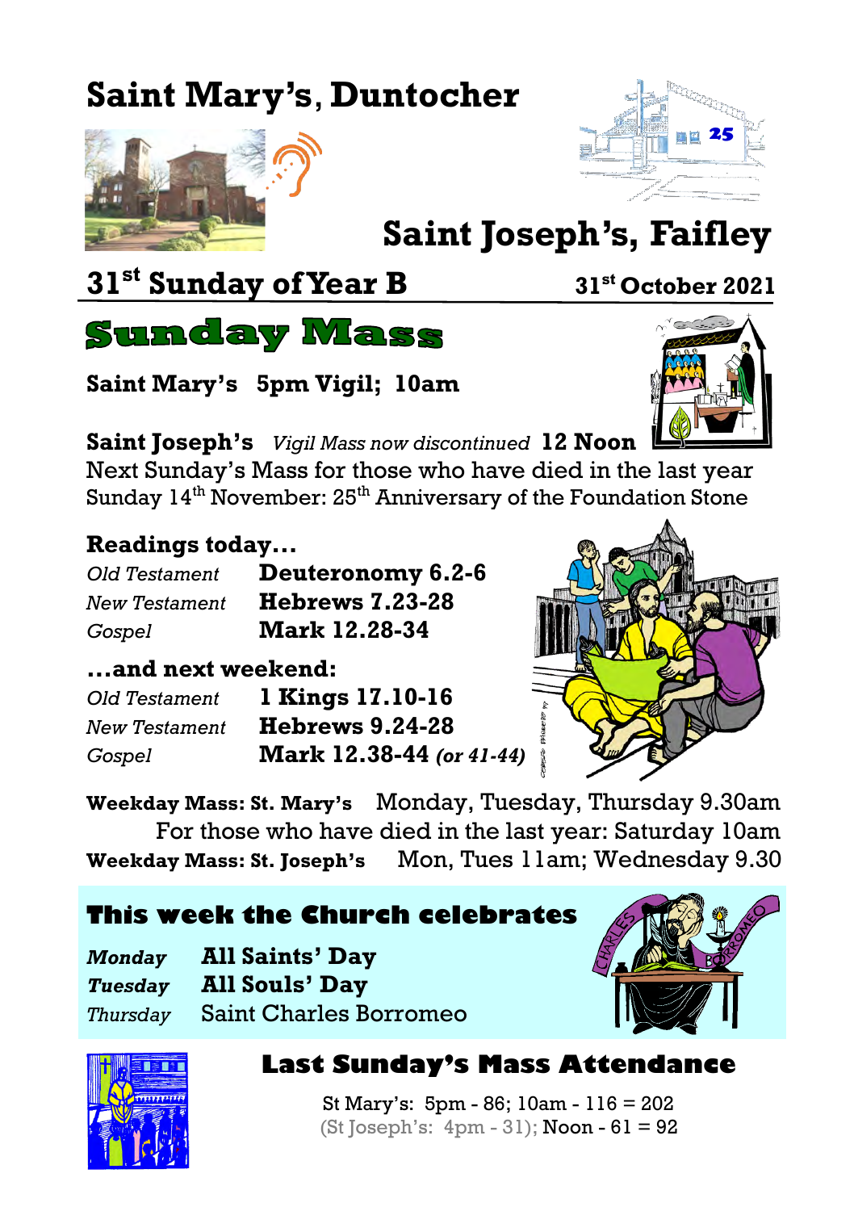# Saint Mary's, Duntocher

# Saint Joseph's, Faifley

## 31st Sunday of Year B

**31st October 2021**

## Sunday Mass

**Saint Mary's 5pm Vigil; 10am**

**Saint Joseph's** *Vigil Mass now discontinued* **12 Noon**

Next Sunday's Mass for those who have died in the last year

Sunday 14th November: 25th Anniversary of the Foundation Stone

### Readings today...

| | |
|---|---|
| *Old Testament* | **Deuteronomy 6.2-6** |
| *New Testament* | **Hebrews 7.23-28** |
| *Gospel* | **Mark 12.28-34** |

### ...and next weekend:

| | |
|---|---|
| *Old Testament* | **1 Kings 17.10-16** |
| *New Testament* | **Hebrews 9.24-28** |
| *Gospel* | **Mark 12.38-44** ***(or 41-44)*** |

**Weekday Mass: St. Mary's** Monday, Tuesday, Thursday 9.30am

For those who have died in the last year: Saturday 10am

**Weekday Mass: St. Joseph's** Mon, Tues 11am; Wednesday 9.30

### This week the Church celebrates

| | |
|---|---|
| ***Monday*** | **All Saints' Day** |
| ***Tuesday*** | **All Souls' Day** |
| *Thursday* | Saint Charles Borromeo |

### Last Sunday's Mass Attendance

St Mary's: 5pm - 86; 10am - 116 = 202

(St Joseph's: 4pm - 31); Noon - 61 = 92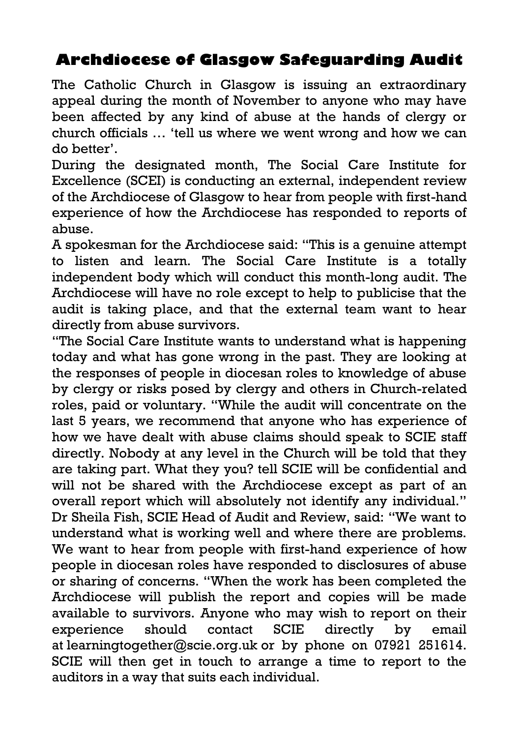# Archdiocese of Glasgow Safeguarding Audit

The Catholic Church in Glasgow is issuing an extraordinary appeal during the month of November to anyone who may have been affected by any kind of abuse at the hands of clergy or church officials … 'tell us where we went wrong and how we can do better'.

During the designated month, The Social Care Institute for Excellence (SCEI) is conducting an external, independent review of the Archdiocese of Glasgow to hear from people with first-hand experience of how the Archdiocese has responded to reports of abuse.

A spokesman for the Archdiocese said: "This is a genuine attempt to listen and learn. The Social Care Institute is a totally independent body which will conduct this month-long audit. The Archdiocese will have no role except to help to publicise that the audit is taking place, and that the external team want to hear directly from abuse survivors.

"The Social Care Institute wants to understand what is happening today and what has gone wrong in the past. They are looking at the responses of people in diocesan roles to knowledge of abuse by clergy or risks posed by clergy and others in Church-related roles, paid or voluntary. "While the audit will concentrate on the last 5 years, we recommend that anyone who has experience of how we have dealt with abuse claims should speak to SCIE staff directly. Nobody at any level in the Church will be told that they are taking part. What they you? tell SCIE will be confidential and will not be shared with the Archdiocese except as part of an overall report which will absolutely not identify any individual."

Dr Sheila Fish, SCIE Head of Audit and Review, said: "We want to understand what is working well and where there are problems. We want to hear from people with first-hand experience of how people in diocesan roles have responded to disclosures of abuse or sharing of concerns. "When the work has been completed the Archdiocese will publish the report and copies will be made available to survivors. Anyone who may wish to report on their experience should contact SCIE directly by email at learningtogether@scie.org.uk or by phone on 07921 251614. SCIE will then get in touch to arrange a time to report to the auditors in a way that suits each individual.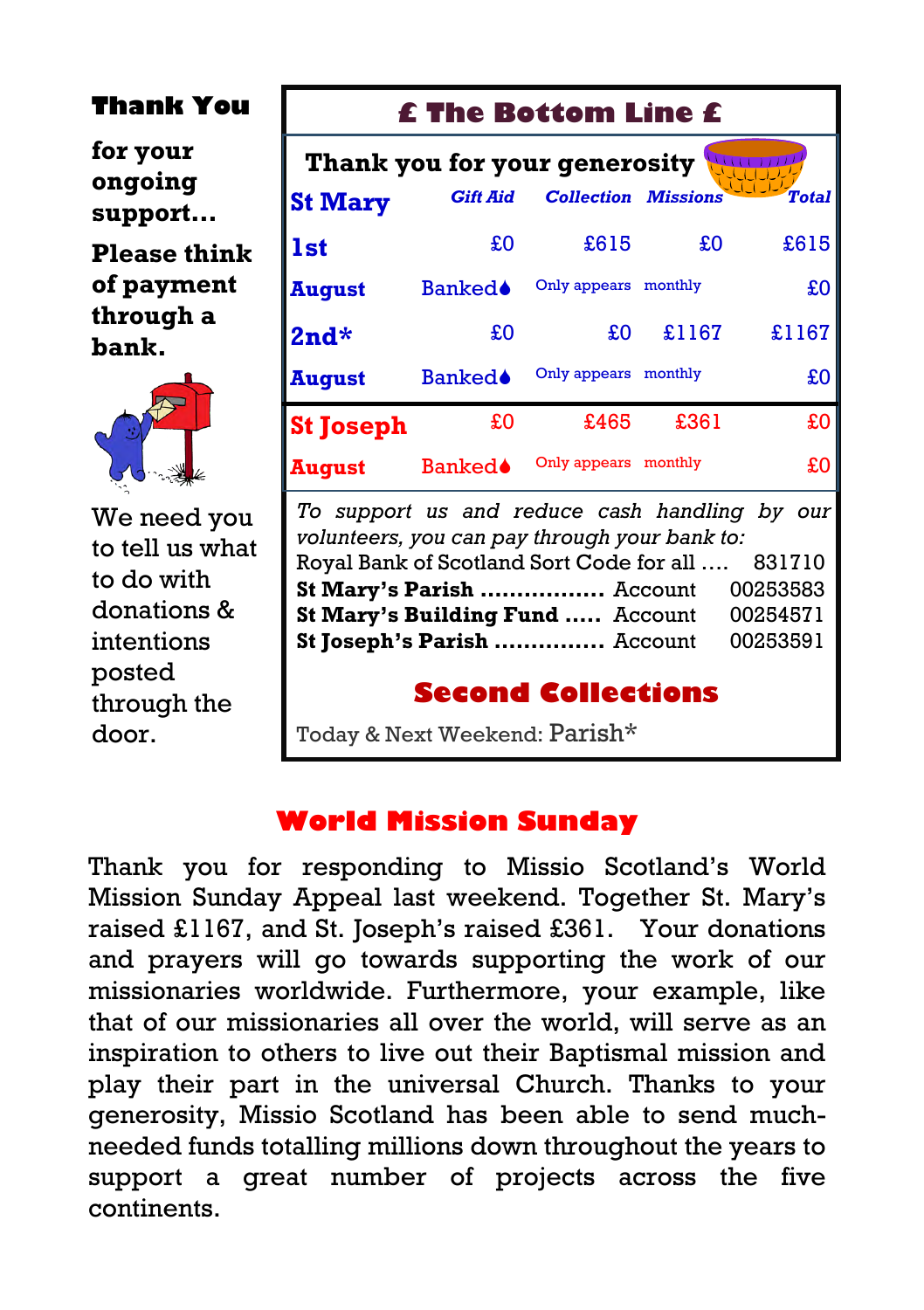**Thank You**

**for your ongoing support…**

**Please think of payment through a bank.**

We need you to tell us what to do with donations & intentions posted through the door.

## £ The Bottom Line £

**Thank you for your generosity**

| St Mary | Gift Aid | Collection | Missions | Total |
|---|---|---|---|---|
| **1st** | £0 | £615 | £0 | £615 |
| **August** | Banked | Only appears | monthly | £0 |
| **2nd*** | £0 | £0 | £1167 | £1167 |
| **August** | Banked | Only appears | monthly | £0 |
| **St Joseph** | £0 | £465 | £361 | £0 |
| **August** | Banked | Only appears | monthly | £0 |

*To support us and reduce cash handling by our volunteers, you can pay through your bank to:*

Royal Bank of Scotland Sort Code for all …. 831710

**St Mary's Parish** ................ Account 00253583

**St Mary's Building Fund** ..... Account 00254571

**St Joseph's Parish** ............... Account 00253591

### Second Collections

Today & Next Weekend: Parish*

## World Mission Sunday

Thank you for responding to Missio Scotland's World Mission Sunday Appeal last weekend. Together St. Mary's raised £1167, and St. Joseph's raised £361. Your donations and prayers will go towards supporting the work of our missionaries worldwide. Furthermore, your example, like that of our missionaries all over the world, will serve as an inspiration to others to live out their Baptismal mission and play their part in the universal Church. Thanks to your generosity, Missio Scotland has been able to send much-needed funds totalling millions down throughout the years to support a great number of projects across the five continents.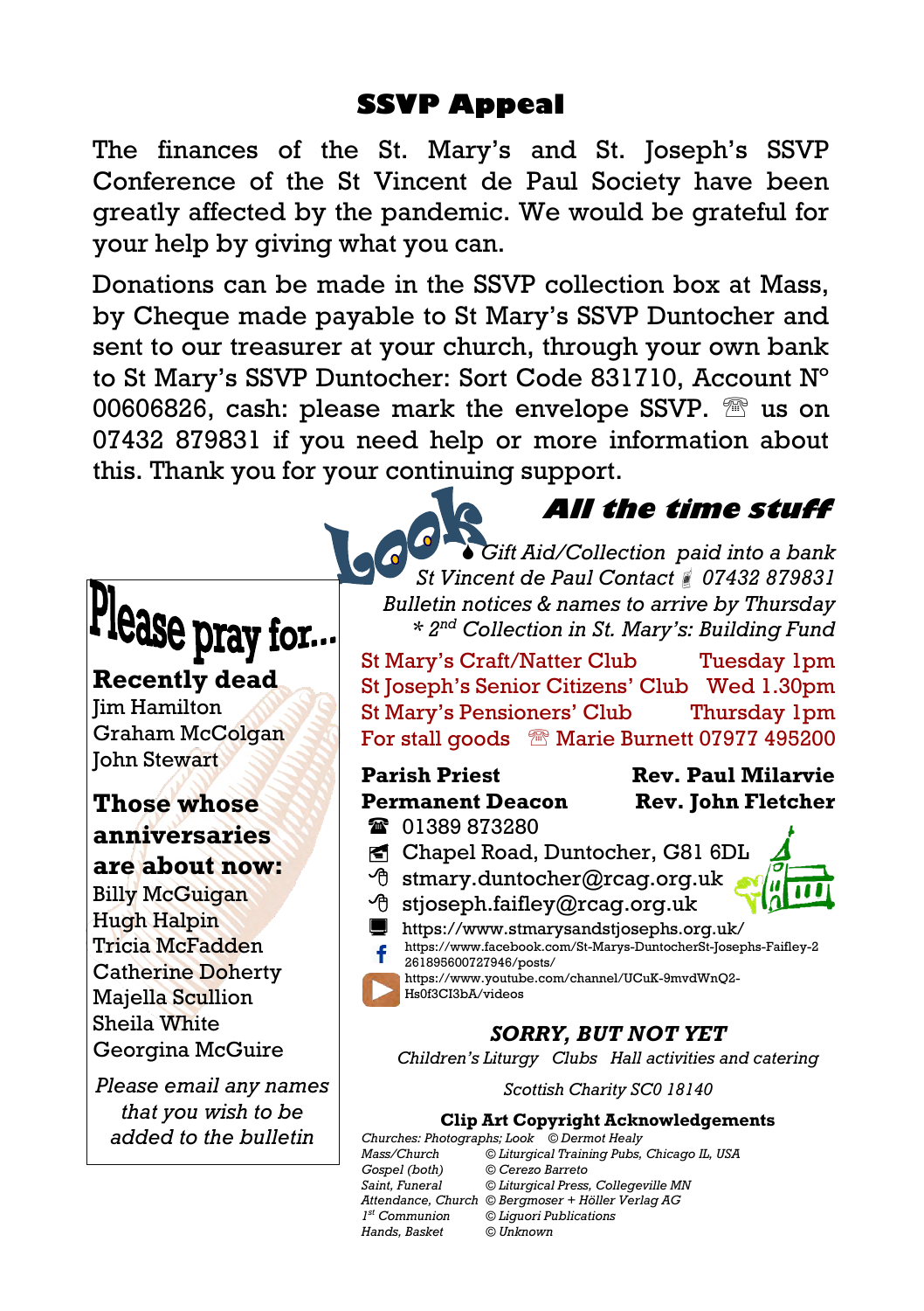## SSVP Appeal

The finances of the St. Mary's and St. Joseph's SSVP Conference of the St Vincent de Paul Society have been greatly affected by the pandemic. We would be grateful for your help by giving what you can.

Donations can be made in the SSVP collection box at Mass, by Cheque made payable to St Mary's SSVP Duntocher and sent to our treasurer at your church, through your own bank to St Mary's SSVP Duntocher: Sort Code 831710, Account N° 00606826, cash: please mark the envelope SSVP. ☏ us on 07432 879831 if you need help or more information about this. Thank you for your continuing support.

## All the time stuff

Look

*• Gift Aid/Collection paid into a bank*
*St Vincent de Paul Contact ☏ 07432 879831*
*Bulletin notices & names to arrive by Thursday*
*\* 2nd Collection in St. Mary's: Building Fund*

St Mary's Craft/Natter Club — Tuesday 1pm
St Joseph's Senior Citizens' Club — Wed 1.30pm
St Mary's Pensioners' Club — Thursday 1pm
For stall goods ☏ Marie Burnett 07977 495200

**Parish Priest** — **Rev. Paul Milarvie**
**Permanent Deacon** — **Rev. John Fletcher**

☎ 01389 873280
Chapel Road, Duntocher, G81 6DL
stmary.duntocher@rcag.org.uk
stjoseph.faifley@rcag.org.uk
https://www.stmarysandstjosephs.org.uk/
https://www.facebook.com/St-Marys-DuntocherSt-Josephs-Faifley-2261895600727946/posts/
https://www.youtube.com/channel/UCuK-9mvdWnQ2-Hs0f3CI3bA/videos

### Please pray for...

**Recently dead**
Jim Hamilton
Graham McColgan
John Stewart

**Those whose anniversaries are about now:**
Billy McGuigan
Hugh Halpin
Tricia McFadden
Catherine Doherty
Majella Scullion
Sheila White
Georgina McGuire

*Please email any names that you wish to be added to the bulletin*

### *SORRY, BUT NOT YET*

*Children's Liturgy   Clubs   Hall activities and catering*

*Scottish Charity SC0 18140*

**Clip Art Copyright Acknowledgements**

| | |
|---|---|
| *Churches: Photographs; Look* | *© Dermot Healy* |
| *Mass/Church* | *© Liturgical Training Pubs, Chicago IL, USA* |
| *Gospel (both)* | *© Cerezo Barreto* |
| *Saint, Funeral* | *© Liturgical Press, Collegeville MN* |
| *Attendance, Church* | *© Bergmoser + Höller Verlag AG* |
| *1st Communion* | *© Liguori Publications* |
| *Hands, Basket* | *© Unknown* |